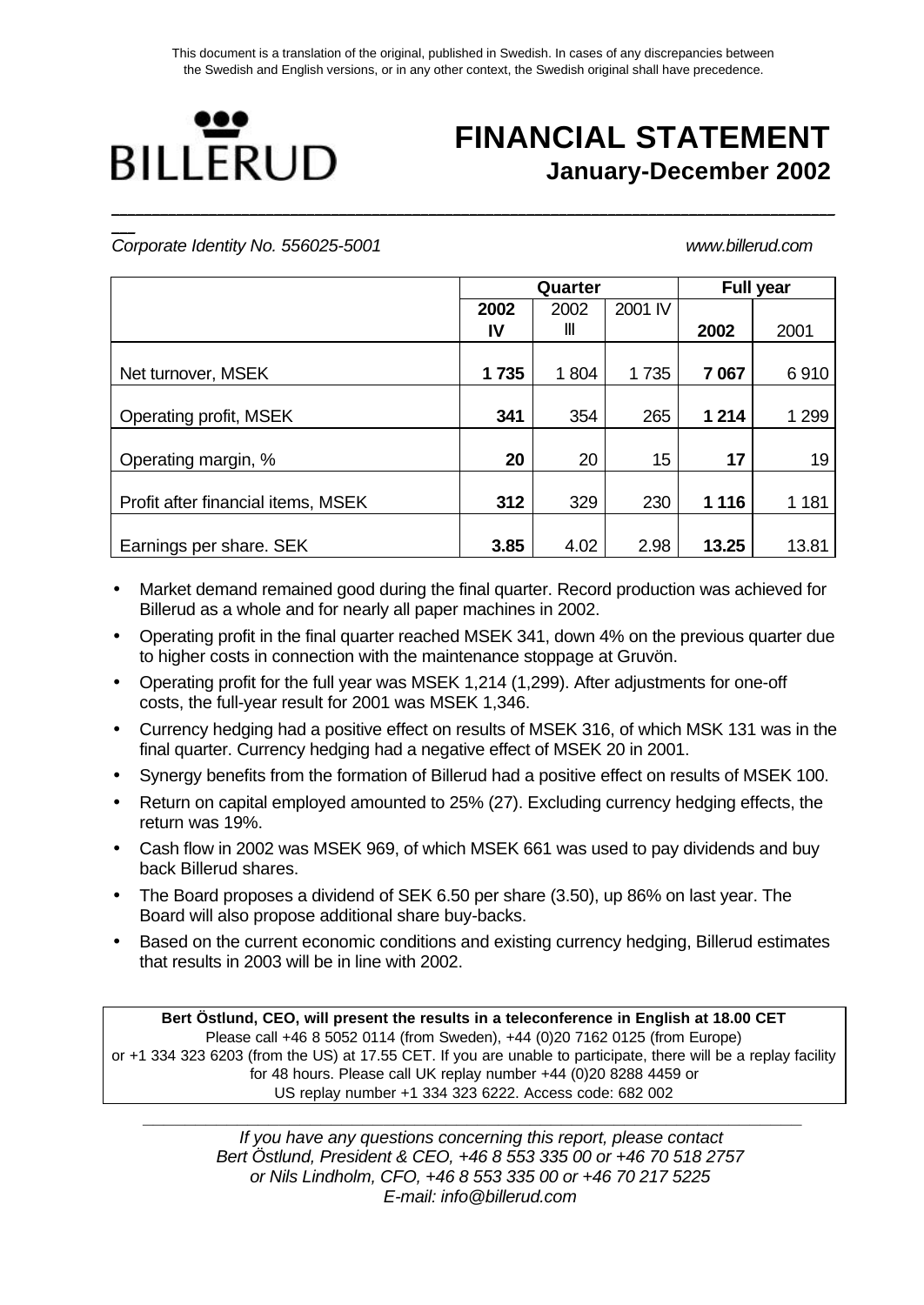This document is a translation of the original, published in Swedish. In cases of any discrepancies between the Swedish and English versions, or in any other context, the Swedish original shall have precedence.

BILLERUD

# FINANCIAL STATEMENT
## January-December 2002

*Corporate Identity No. 556025-5001* *www.billerud.com*

| | Quarter | | | Full year | |
|---|---|---|---|---|---|
| | **2002 IV** | 2002 III | 2001 IV | **2002** | 2001 |
| Net turnover, MSEK | **1 735** | 1 804 | 1 735 | **7 067** | 6 910 |
| Operating profit, MSEK | **341** | 354 | 265 | **1 214** | 1 299 |
| Operating margin, % | **20** | 20 | 15 | **17** | 19 |
| Profit after financial items, MSEK | **312** | 329 | 230 | **1 116** | 1 181 |
| Earnings per share. SEK | **3.85** | 4.02 | 2.98 | **13.25** | 13.81 |

- Market demand remained good during the final quarter. Record production was achieved for Billerud as a whole and for nearly all paper machines in 2002.
- Operating profit in the final quarter reached MSEK 341, down 4% on the previous quarter due to higher costs in connection with the maintenance stoppage at Gruvön.
- Operating profit for the full year was MSEK 1,214 (1,299). After adjustments for one-off costs, the full-year result for 2001 was MSEK 1,346.
- Currency hedging had a positive effect on results of MSEK 316, of which MSK 131 was in the final quarter. Currency hedging had a negative effect of MSEK 20 in 2001.
- Synergy benefits from the formation of Billerud had a positive effect on results of MSEK 100.
- Return on capital employed amounted to 25% (27). Excluding currency hedging effects, the return was 19%.
- Cash flow in 2002 was MSEK 969, of which MSEK 661 was used to pay dividends and buy back Billerud shares.
- The Board proposes a dividend of SEK 6.50 per share (3.50), up 86% on last year. The Board will also propose additional share buy-backs.
- Based on the current economic conditions and existing currency hedging, Billerud estimates that results in 2003 will be in line with 2002.

**Bert Östlund, CEO, will present the results in a teleconference in English at 18.00 CET**
Please call +46 8 5052 0114 (from Sweden), +44 (0)20 7162 0125 (from Europe) or +1 334 323 6203 (from the US) at 17.55 CET. If you are unable to participate, there will be a replay facility for 48 hours. Please call UK replay number +44 (0)20 8288 4459 or US replay number +1 334 323 6222. Access code: 682 002

*If you have any questions concerning this report, please contact*
*Bert Östlund, President & CEO, +46 8 553 335 00 or +46 70 518 2757*
*or Nils Lindholm, CFO, +46 8 553 335 00 or +46 70 217 5225*
*E-mail: info@billerud.com*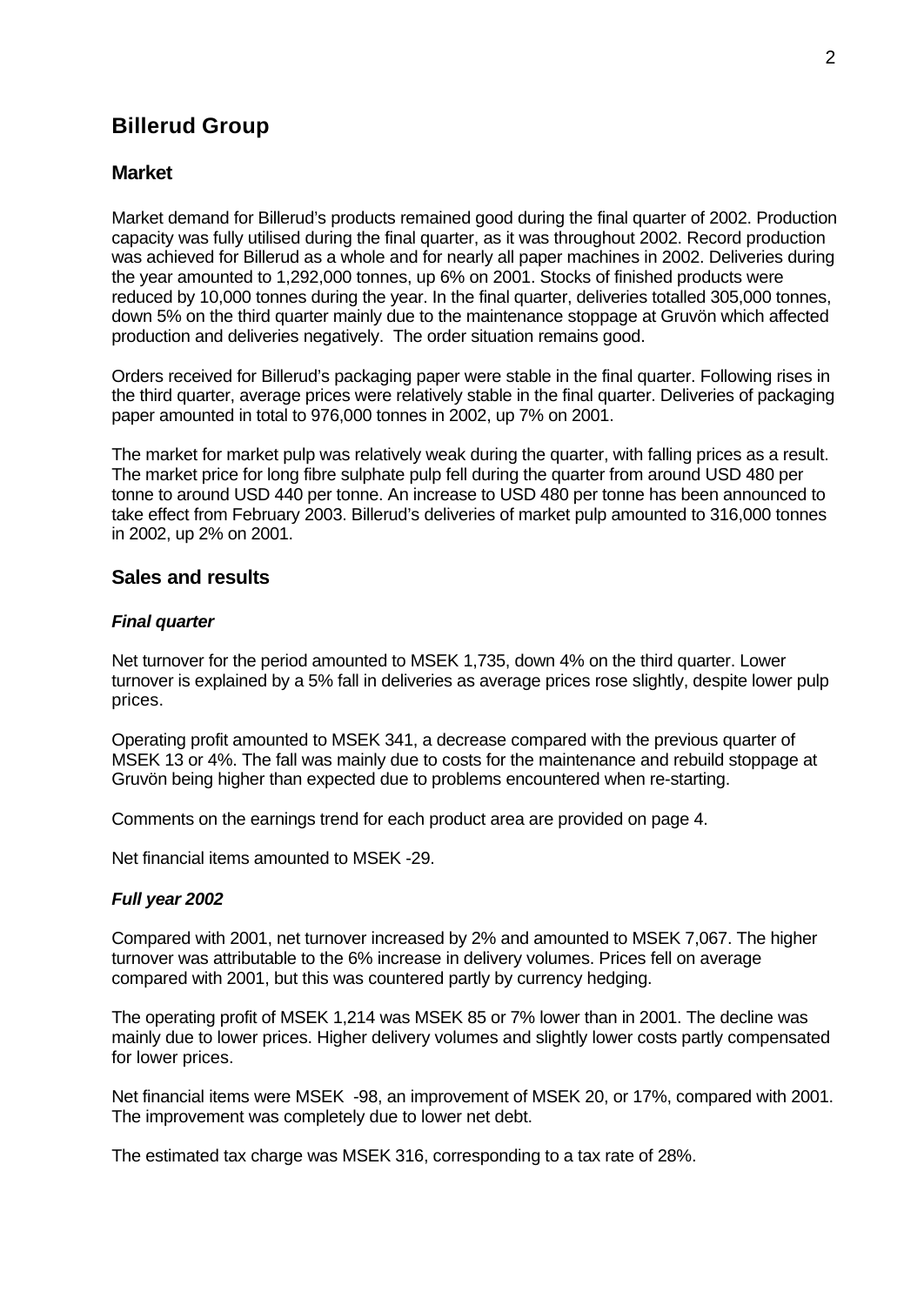# Billerud Group

## Market

Market demand for Billerud's products remained good during the final quarter of 2002. Production capacity was fully utilised during the final quarter, as it was throughout 2002. Record production was achieved for Billerud as a whole and for nearly all paper machines in 2002. Deliveries during the year amounted to 1,292,000 tonnes, up 6% on 2001. Stocks of finished products were reduced by 10,000 tonnes during the year. In the final quarter, deliveries totalled 305,000 tonnes, down 5% on the third quarter mainly due to the maintenance stoppage at Gruvön which affected production and deliveries negatively. The order situation remains good.

Orders received for Billerud's packaging paper were stable in the final quarter. Following rises in the third quarter, average prices were relatively stable in the final quarter. Deliveries of packaging paper amounted in total to 976,000 tonnes in 2002, up 7% on 2001.

The market for market pulp was relatively weak during the quarter, with falling prices as a result. The market price for long fibre sulphate pulp fell during the quarter from around USD 480 per tonne to around USD 440 per tonne. An increase to USD 480 per tonne has been announced to take effect from February 2003. Billerud's deliveries of market pulp amounted to 316,000 tonnes in 2002, up 2% on 2001.

## Sales and results

### *Final quarter*

Net turnover for the period amounted to MSEK 1,735, down 4% on the third quarter. Lower turnover is explained by a 5% fall in deliveries as average prices rose slightly, despite lower pulp prices.

Operating profit amounted to MSEK 341, a decrease compared with the previous quarter of MSEK 13 or 4%. The fall was mainly due to costs for the maintenance and rebuild stoppage at Gruvön being higher than expected due to problems encountered when re-starting.

Comments on the earnings trend for each product area are provided on page 4.

Net financial items amounted to MSEK -29.

### *Full year 2002*

Compared with 2001, net turnover increased by 2% and amounted to MSEK 7,067. The higher turnover was attributable to the 6% increase in delivery volumes. Prices fell on average compared with 2001, but this was countered partly by currency hedging.

The operating profit of MSEK 1,214 was MSEK 85 or 7% lower than in 2001. The decline was mainly due to lower prices. Higher delivery volumes and slightly lower costs partly compensated for lower prices.

Net financial items were MSEK -98, an improvement of MSEK 20, or 17%, compared with 2001. The improvement was completely due to lower net debt.

The estimated tax charge was MSEK 316, corresponding to a tax rate of 28%.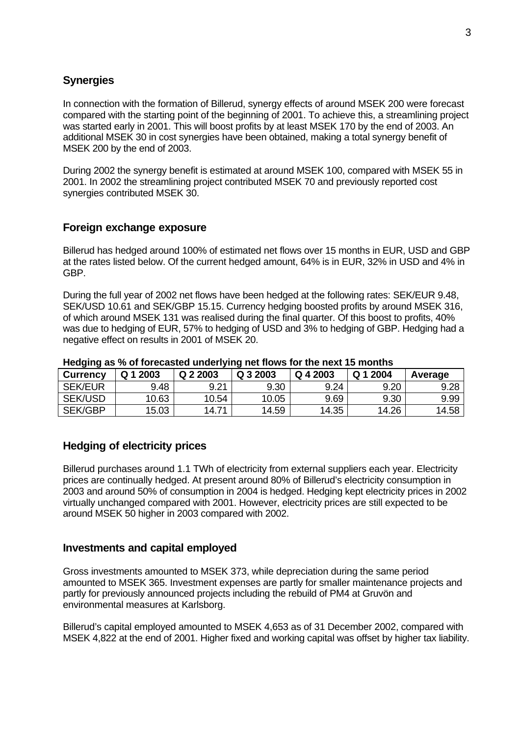## Synergies

In connection with the formation of Billerud, synergy effects of around MSEK 200 were forecast compared with the starting point of the beginning of 2001. To achieve this, a streamlining project was started early in 2001. This will boost profits by at least MSEK 170 by the end of 2003. An additional MSEK 30 in cost synergies have been obtained, making a total synergy benefit of MSEK 200 by the end of 2003.

During 2002 the synergy benefit is estimated at around MSEK 100, compared with MSEK 55 in 2001. In 2002 the streamlining project contributed MSEK 70 and previously reported cost synergies contributed MSEK 30.

## Foreign exchange exposure

Billerud has hedged around 100% of estimated net flows over 15 months in EUR, USD and GBP at the rates listed below. Of the current hedged amount, 64% is in EUR, 32% in USD and 4% in GBP.

During the full year of 2002 net flows have been hedged at the following rates: SEK/EUR 9.48, SEK/USD 10.61 and SEK/GBP 15.15. Currency hedging boosted profits by around MSEK 316, of which around MSEK 131 was realised during the final quarter. Of this boost to profits, 40% was due to hedging of EUR, 57% to hedging of USD and 3% to hedging of GBP. Hedging had a negative effect on results in 2001 of MSEK 20.

**Hedging as % of forecasted underlying net flows for the next 15 months**

| Currency | Q 1 2003 | Q 2 2003 | Q 3 2003 | Q 4 2003 | Q 1 2004 | Average |
|---|---|---|---|---|---|---|
| SEK/EUR | 9.48 | 9.21 | 9.30 | 9.24 | 9.20 | 9.28 |
| SEK/USD | 10.63 | 10.54 | 10.05 | 9.69 | 9.30 | 9.99 |
| SEK/GBP | 15.03 | 14.71 | 14.59 | 14.35 | 14.26 | 14.58 |

## Hedging of electricity prices

Billerud purchases around 1.1 TWh of electricity from external suppliers each year. Electricity prices are continually hedged. At present around 80% of Billerud's electricity consumption in 2003 and around 50% of consumption in 2004 is hedged. Hedging kept electricity prices in 2002 virtually unchanged compared with 2001. However, electricity prices are still expected to be around MSEK 50 higher in 2003 compared with 2002.

## Investments and capital employed

Gross investments amounted to MSEK 373, while depreciation during the same period amounted to MSEK 365. Investment expenses are partly for smaller maintenance projects and partly for previously announced projects including the rebuild of PM4 at Gruvön and environmental measures at Karlsborg.

Billerud's capital employed amounted to MSEK 4,653 as of 31 December 2002, compared with MSEK 4,822 at the end of 2001. Higher fixed and working capital was offset by higher tax liability.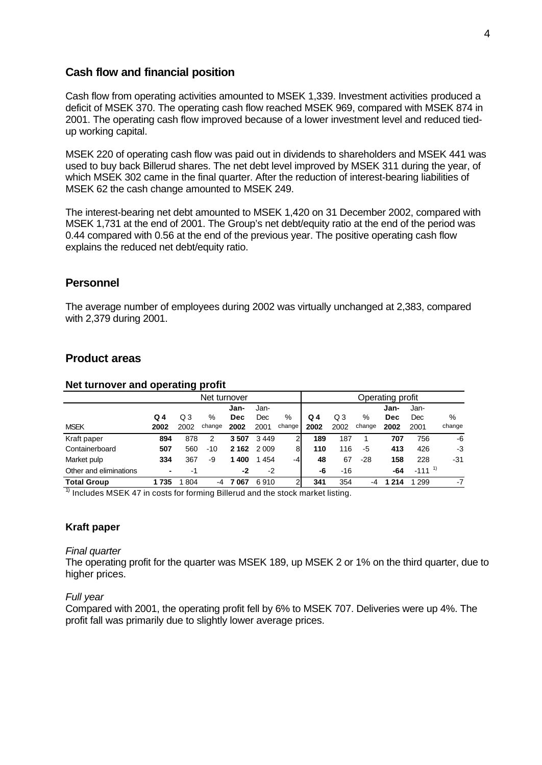## Cash flow and financial position

Cash flow from operating activities amounted to MSEK 1,339. Investment activities produced a deficit of MSEK 370. The operating cash flow reached MSEK 969, compared with MSEK 874 in 2001. The operating cash flow improved because of a lower investment level and reduced tied-up working capital.

MSEK 220 of operating cash flow was paid out in dividends to shareholders and MSEK 441 was used to buy back Billerud shares. The net debt level improved by MSEK 311 during the year, of which MSEK 302 came in the final quarter. After the reduction of interest-bearing liabilities of MSEK 62 the cash change amounted to MSEK 249.

The interest-bearing net debt amounted to MSEK 1,420 on 31 December 2002, compared with MSEK 1,731 at the end of 2001. The Group's net debt/equity ratio at the end of the period was 0.44 compared with 0.56 at the end of the previous year. The positive operating cash flow explains the reduced net debt/equity ratio.

## Personnel

The average number of employees during 2002 was virtually unchanged at 2,383, compared with 2,379 during 2001.

## Product areas

### Net turnover and operating profit

| | Net turnover | | | | | | Operating profit | | | | | |
|---|---|---|---|---|---|---|---|---|---|---|---|---|
| MSEK | **Q 4 2002** | Q 3 2002 | % change | **Jan-Dec 2002** | Jan-Dec 2001 | % change | **Q 4 2002** | Q 3 2002 | % change | **Jan-Dec 2002** | Jan-Dec 2001 | % change |
| Kraft paper | **894** | 878 | 2 | **3 507** | 3 449 | 2 | **189** | 187 | 1 | **707** | 756 | -6 |
| Containerboard | **507** | 560 | -10 | **2 162** | 2 009 | 8 | **110** | 116 | -5 | **413** | 426 | -3 |
| Market pulp | **334** | 367 | -9 | **1 400** | 1 454 | -4 | **48** | 67 | -28 | **158** | 228 | -31 |
| Other and eliminations | **-** | -1 | | **-2** | -2 | | **-6** | -16 | | **-64** | -111 [1] | |
| **Total Group** | **1 735** | 1 804 | -4 | **7 067** | 6 910 | 2 | **341** | 354 | -4 | **1 214** | 1 299 | -7 |

[1] Includes MSEK 47 in costs for forming Billerud and the stock market listing.

### Kraft paper

*Final quarter*

The operating profit for the quarter was MSEK 189, up MSEK 2 or 1% on the third quarter, due to higher prices.

*Full year*

Compared with 2001, the operating profit fell by 6% to MSEK 707. Deliveries were up 4%. The profit fall was primarily due to slightly lower average prices.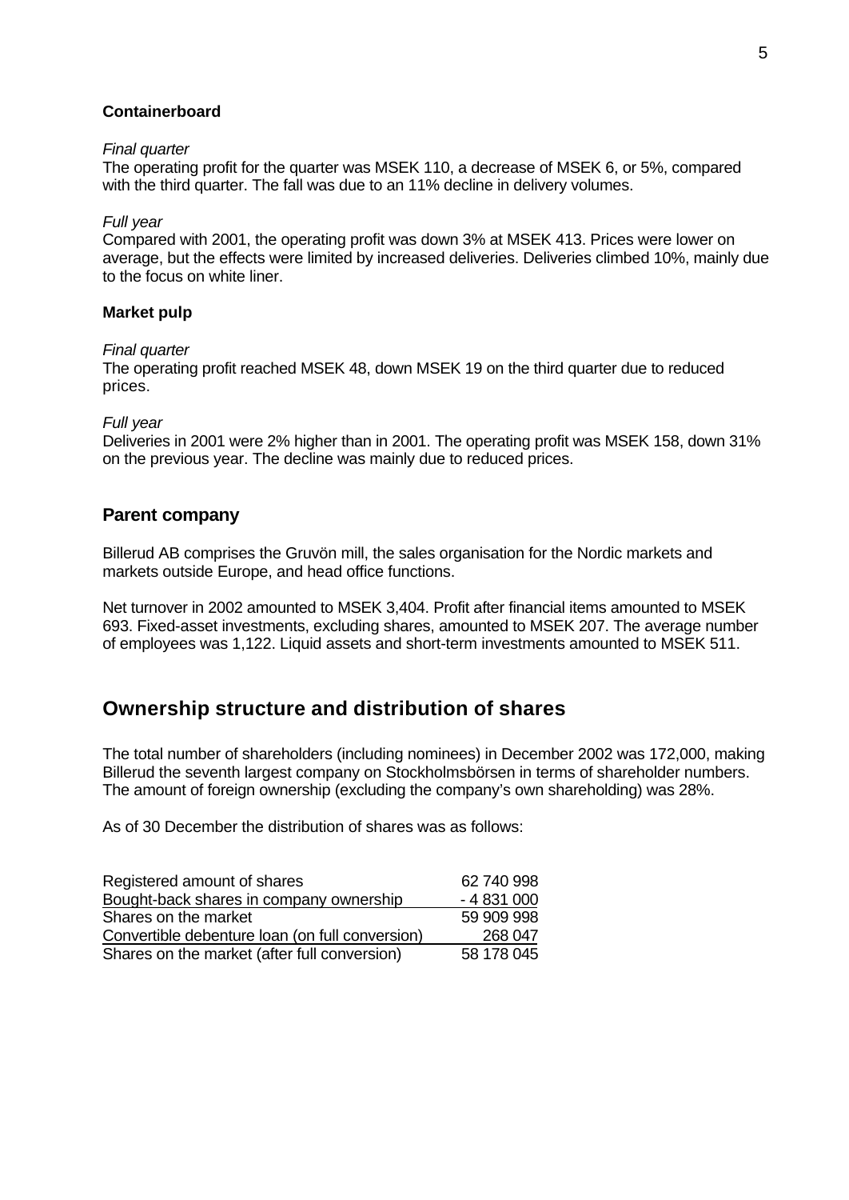### Containerboard

*Final quarter*
The operating profit for the quarter was MSEK 110, a decrease of MSEK 6, or 5%, compared with the third quarter. The fall was due to an 11% decline in delivery volumes.

*Full year*
Compared with 2001, the operating profit was down 3% at MSEK 413. Prices were lower on average, but the effects were limited by increased deliveries. Deliveries climbed 10%, mainly due to the focus on white liner.

### Market pulp

*Final quarter*
The operating profit reached MSEK 48, down MSEK 19 on the third quarter due to reduced prices.

*Full year*
Deliveries in 2001 were 2% higher than in 2001. The operating profit was MSEK 158, down 31% on the previous year. The decline was mainly due to reduced prices.

## Parent company

Billerud AB comprises the Gruvön mill, the sales organisation for the Nordic markets and markets outside Europe, and head office functions.

Net turnover in 2002 amounted to MSEK 3,404. Profit after financial items amounted to MSEK 693. Fixed-asset investments, excluding shares, amounted to MSEK 207. The average number of employees was 1,122. Liquid assets and short-term investments amounted to MSEK 511.

## Ownership structure and distribution of shares

The total number of shareholders (including nominees) in December 2002 was 172,000, making Billerud the seventh largest company on Stockholmsbörsen in terms of shareholder numbers. The amount of foreign ownership (excluding the company's own shareholding) was 28%.

As of 30 December the distribution of shares was as follows:

| | |
|---|---|
| Registered amount of shares | 62 740 998 |
| Bought-back shares in company ownership | - 4 831 000 |
| Shares on the market | 59 909 998 |
| Convertible debenture loan (on full conversion) | 268 047 |
| Shares on the market (after full conversion) | 58 178 045 |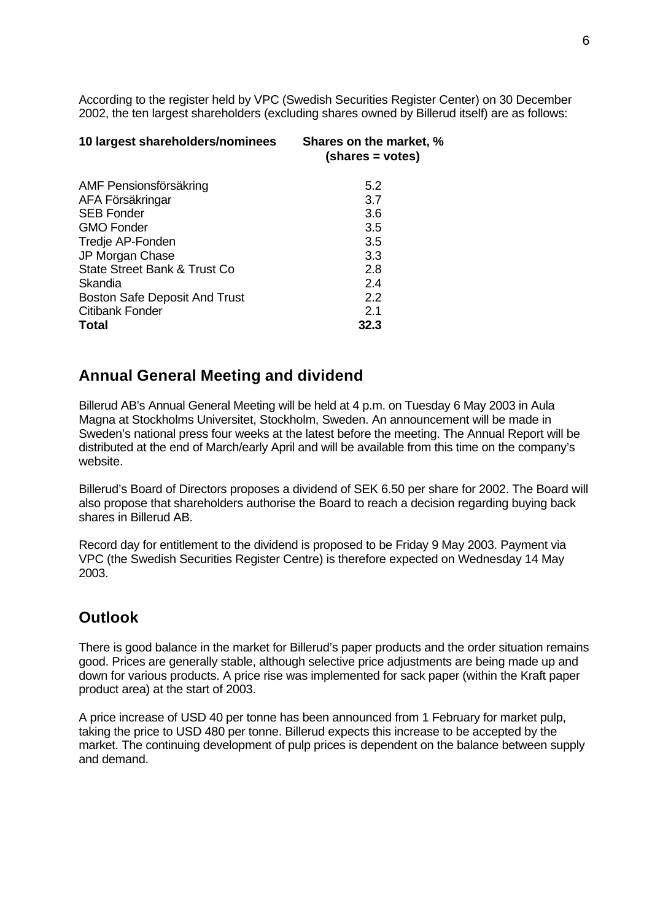According to the register held by VPC (Swedish Securities Register Center) on 30 December 2002, the ten largest shareholders (excluding shares owned by Billerud itself) are as follows:

| 10 largest shareholders/nominees | Shares on the market, % (shares = votes) |
|---|---|
| AMF Pensionsförsäkring | 5.2 |
| AFA Försäkringar | 3.7 |
| SEB Fonder | 3.6 |
| GMO Fonder | 3.5 |
| Tredje AP-Fonden | 3.5 |
| JP Morgan Chase | 3.3 |
| State Street Bank & Trust Co | 2.8 |
| Skandia | 2.4 |
| Boston Safe Deposit And Trust | 2.2 |
| Citibank Fonder | 2.1 |
| **Total** | **32.3** |

## Annual General Meeting and dividend

Billerud AB's Annual General Meeting will be held at 4 p.m. on Tuesday 6 May 2003 in Aula Magna at Stockholms Universitet, Stockholm, Sweden. An announcement will be made in Sweden's national press four weeks at the latest before the meeting. The Annual Report will be distributed at the end of March/early April and will be available from this time on the company's website.

Billerud's Board of Directors proposes a dividend of SEK 6.50 per share for 2002. The Board will also propose that shareholders authorise the Board to reach a decision regarding buying back shares in Billerud AB.

Record day for entitlement to the dividend is proposed to be Friday 9 May 2003. Payment via VPC (the Swedish Securities Register Centre) is therefore expected on Wednesday 14 May 2003.

## Outlook

There is good balance in the market for Billerud's paper products and the order situation remains good. Prices are generally stable, although selective price adjustments are being made up and down for various products. A price rise was implemented for sack paper (within the Kraft paper product area) at the start of 2003.

A price increase of USD 40 per tonne has been announced from 1 February for market pulp, taking the price to USD 480 per tonne. Billerud expects this increase to be accepted by the market. The continuing development of pulp prices is dependent on the balance between supply and demand.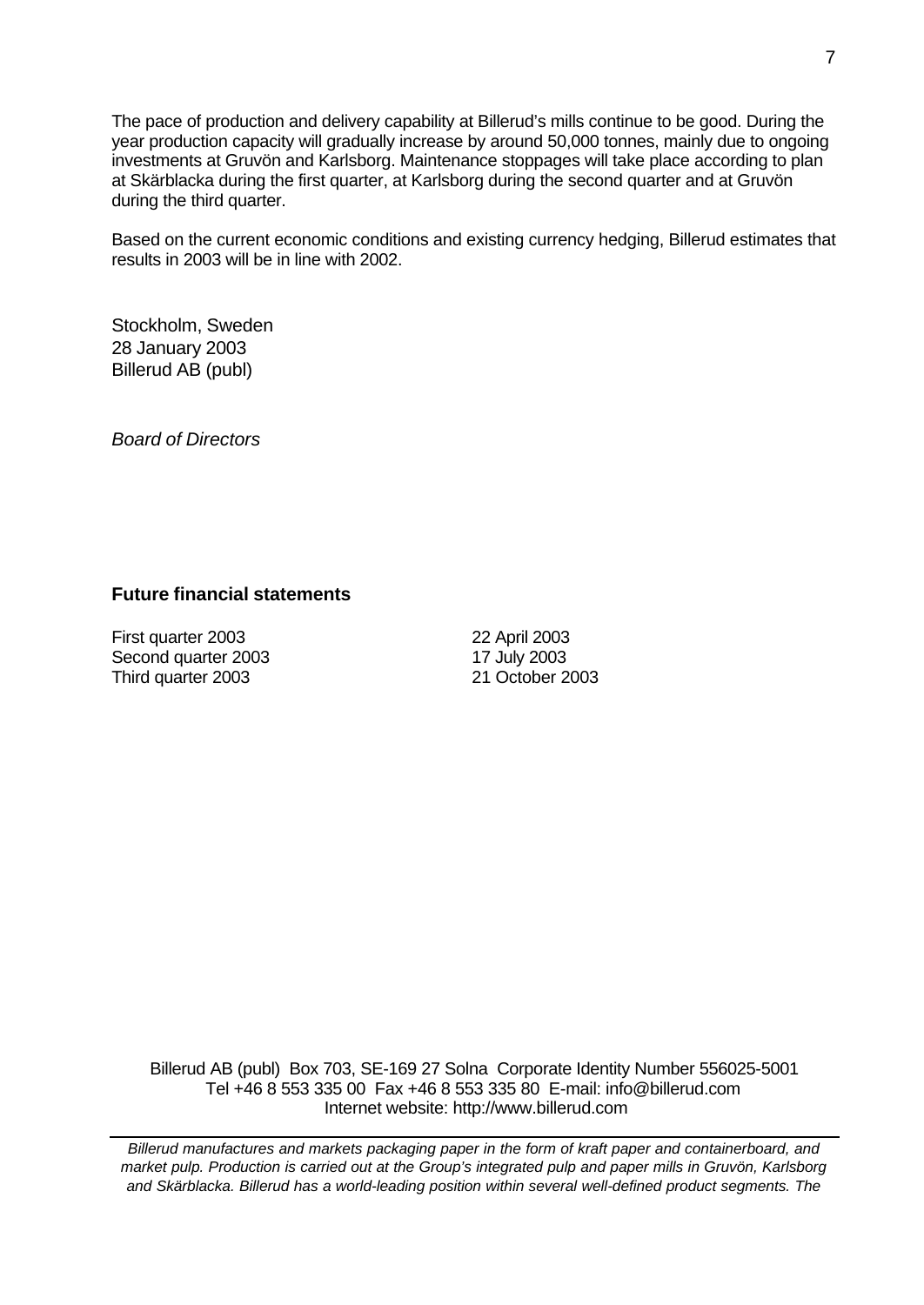The pace of production and delivery capability at Billerud's mills continue to be good. During the year production capacity will gradually increase by around 50,000 tonnes, mainly due to ongoing investments at Gruvön and Karlsborg. Maintenance stoppages will take place according to plan at Skärblacka during the first quarter, at Karlsborg during the second quarter and at Gruvön during the third quarter.

Based on the current economic conditions and existing currency hedging, Billerud estimates that results in 2003 will be in line with 2002.

Stockholm, Sweden
28 January 2003
Billerud AB (publ)

*Board of Directors*

### Future financial statements

| | |
|---|---|
| First quarter 2003 | 22 April 2003 |
| Second quarter 2003 | 17 July 2003 |
| Third quarter 2003 | 21 October 2003 |

Billerud AB (publ) Box 703, SE-169 27 Solna Corporate Identity Number 556025-5001
Tel +46 8 553 335 00 Fax +46 8 553 335 80 E-mail: info@billerud.com
Internet website: http://www.billerud.com

*Billerud manufactures and markets packaging paper in the form of kraft paper and containerboard, and market pulp. Production is carried out at the Group's integrated pulp and paper mills in Gruvön, Karlsborg and Skärblacka. Billerud has a world-leading position within several well-defined product segments. The*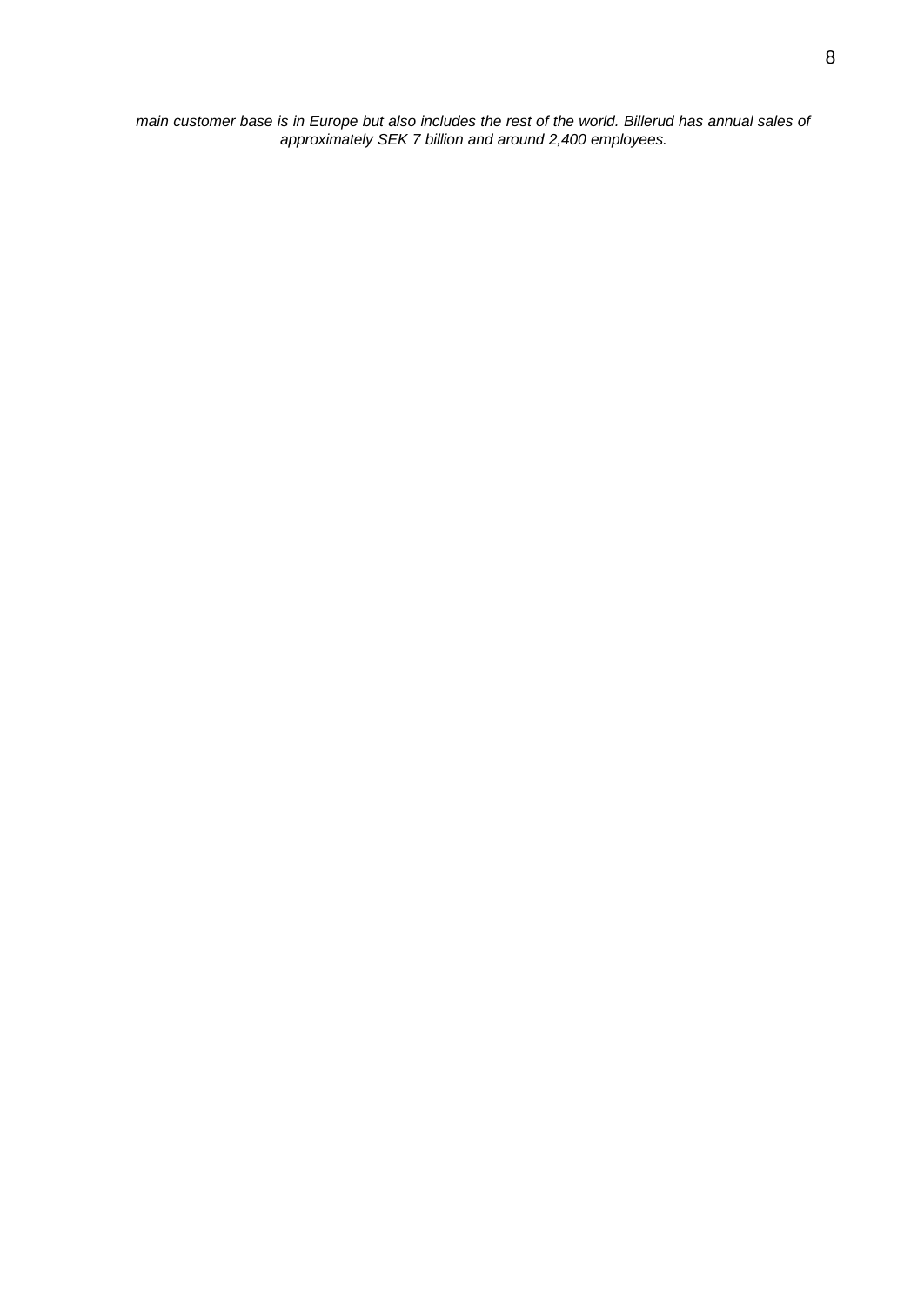*main customer base is in Europe but also includes the rest of the world. Billerud has annual sales of approximately SEK 7 billion and around 2,400 employees.*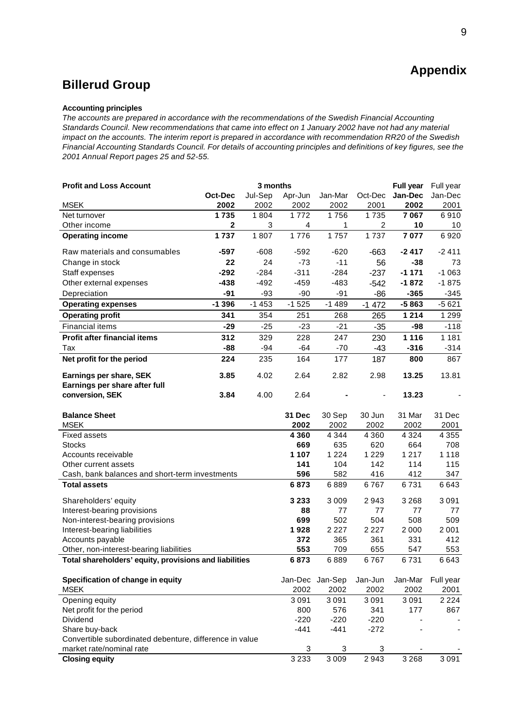# Appendix

## Billerud Group

**Accounting principles**

*The accounts are prepared in accordance with the recommendations of the Swedish Financial Accounting Standards Council. New recommendations that came into effect on 1 January 2002 have not had any material impact on the accounts. The interim report is prepared in accordance with recommendation RR20 of the Swedish Financial Accounting Standards Council. For details of accounting principles and definitions of key figures, see the 2001 Annual Report pages 25 and 52-55.*

| **Profit and Loss Account** | | 3 months | | | | **Full year** | Full year |
|---|---|---|---|---|---|---|---|
| | **Oct-Dec** | Jul-Sep | Apr-Jun | Jan-Mar | Oct-Dec | **Jan-Dec** | Jan-Dec |
| MSEK | **2002** | 2002 | 2002 | 2002 | 2001 | **2002** | 2001 |
| Net turnover | **1 735** | 1 804 | 1 772 | 1 756 | 1 735 | **7 067** | 6 910 |
| Other income | **2** | 3 | 4 | 1 | 2 | **10** | 10 |
| **Operating income** | **1 737** | 1 807 | 1 776 | 1 757 | 1 737 | **7 077** | 6 920 |
| Raw materials and consumables | **-597** | -608 | -592 | -620 | -663 | **-2 417** | -2 411 |
| Change in stock | **22** | 24 | -73 | -11 | 56 | **-38** | 73 |
| Staff expenses | **-292** | -284 | -311 | -284 | -237 | **-1 171** | -1 063 |
| Other external expenses | **-438** | -492 | -459 | -483 | -542 | **-1 872** | -1 875 |
| Depreciation | **-91** | -93 | -90 | -91 | -86 | **-365** | -345 |
| **Operating expenses** | **-1 396** | -1 453 | -1 525 | -1 489 | -1 472 | **-5 863** | -5 621 |
| **Operating profit** | **341** | 354 | 251 | 268 | 265 | **1 214** | 1 299 |
| Financial items | **-29** | -25 | -23 | -21 | -35 | **-98** | -118 |
| **Profit after financial items** | **312** | 329 | 228 | 247 | 230 | **1 116** | 1 181 |
| Tax | **-88** | -94 | -64 | -70 | -43 | **-316** | -314 |
| **Net profit for the period** | **224** | 235 | 164 | 177 | 187 | **800** | 867 |
| **Earnings per share, SEK** | **3.85** | 4.02 | 2.64 | 2.82 | 2.98 | **13.25** | 13.81 |
| **Earnings per share after full conversion, SEK** | **3.84** | 4.00 | 2.64 | - | - | **13.23** | - |

| **Balance Sheet** | **31 Dec** | 30 Sep | 30 Jun | 31 Mar | 31 Dec |
|---|---|---|---|---|---|
| MSEK | **2002** | 2002 | 2002 | 2002 | 2001 |
| Fixed assets | **4 360** | 4 344 | 4 360 | 4 324 | 4 355 |
| Stocks | **669** | 635 | 620 | 664 | 708 |
| Accounts receivable | **1 107** | 1 224 | 1 229 | 1 217 | 1 118 |
| Other current assets | **141** | 104 | 142 | 114 | 115 |
| Cash, bank balances and short-term investments | **596** | 582 | 416 | 412 | 347 |
| **Total assets** | **6 873** | 6 889 | 6 767 | 6 731 | 6 643 |
| Shareholders' equity | **3 233** | 3 009 | 2 943 | 3 268 | 3 091 |
| Interest-bearing provisions | **88** | 77 | 77 | 77 | 77 |
| Non-interest-bearing provisions | **699** | 502 | 504 | 508 | 509 |
| Interest-bearing liabilities | **1 928** | 2 227 | 2 227 | 2 000 | 2 001 |
| Accounts payable | **372** | 365 | 361 | 331 | 412 |
| Other, non-interest-bearing liabilities | **553** | 709 | 655 | 547 | 553 |
| **Total shareholders' equity, provisions and liabilities** | **6 873** | 6 889 | 6 767 | 6 731 | 6 643 |

| **Specification of change in equity** | Jan-Dec | Jan-Sep | Jan-Jun | Jan-Mar | Full year |
|---|---|---|---|---|---|
| MSEK | 2002 | 2002 | 2002 | 2002 | 2001 |
| Opening equity | 3 091 | 3 091 | 3 091 | 3 091 | 2 224 |
| Net profit for the period | 800 | 576 | 341 | 177 | 867 |
| Dividend | -220 | -220 | -220 | - | - |
| Share buy-back | -441 | -441 | -272 | - | - |
| Convertible subordinated debenture, difference in value market rate/nominal rate | 3 | 3 | 3 | - | - |
| **Closing equity** | 3 233 | 3 009 | 2 943 | 3 268 | 3 091 |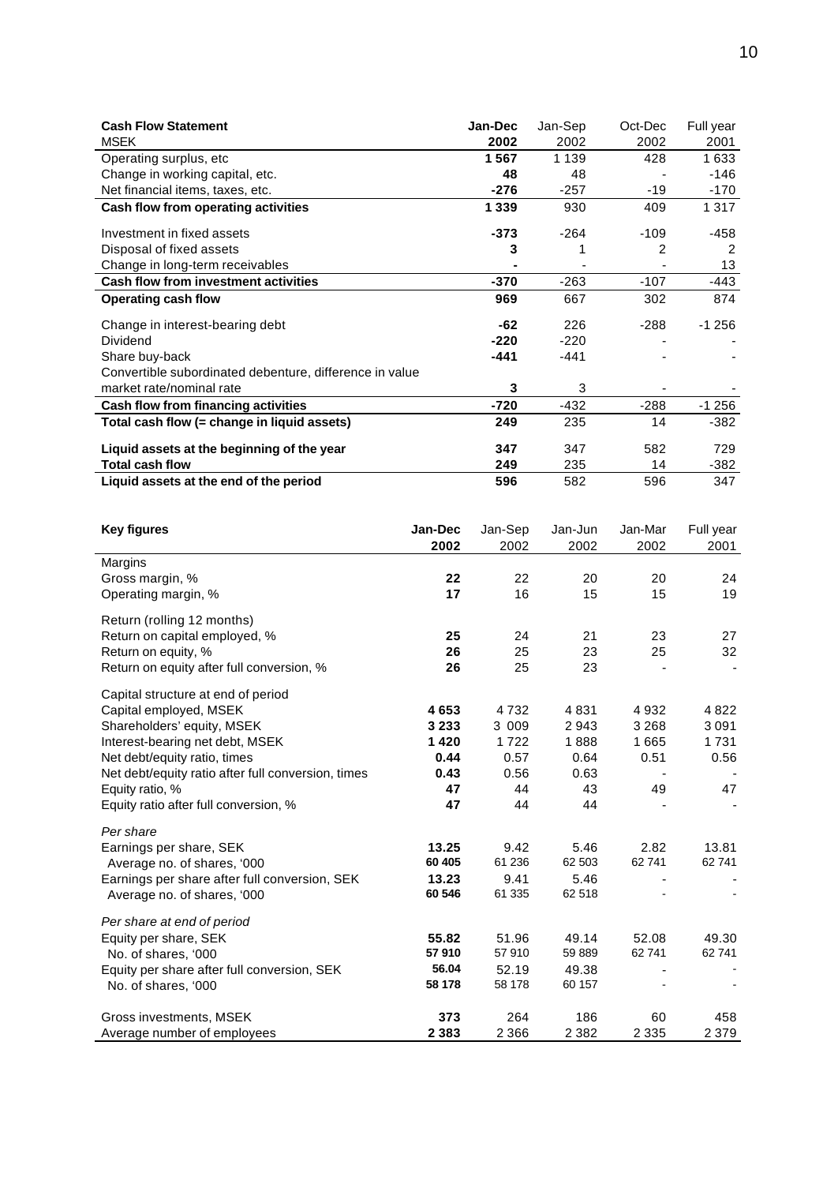| **Cash Flow Statement** | **Jan-Dec** | Jan-Sep | Oct-Dec | Full year |
|---|---|---|---|---|
| MSEK | **2002** | 2002 | 2002 | 2001 |
| Operating surplus, etc | **1 567** | 1 139 | 428 | 1 633 |
| Change in working capital, etc. | **48** | 48 | - | -146 |
| Net financial items, taxes, etc. | **-276** | -257 | -19 | -170 |
| **Cash flow from operating activities** | **1 339** | 930 | 409 | 1 317 |
| Investment in fixed assets | **-373** | -264 | -109 | -458 |
| Disposal of fixed assets | **3** | 1 | 2 | 2 |
| Change in long-term receivables | **-** | - | - | 13 |
| **Cash flow from investment activities** | **-370** | -263 | -107 | -443 |
| **Operating cash flow** | **969** | 667 | 302 | 874 |
| Change in interest-bearing debt | **-62** | 226 | -288 | -1 256 |
| Dividend | **-220** | -220 | - | - |
| Share buy-back | **-441** | -441 | - | - |
| Convertible subordinated debenture, difference in value market rate/nominal rate | **3** | 3 | - | - |
| **Cash flow from financing activities** | **-720** | -432 | -288 | -1 256 |
| **Total cash flow (= change in liquid assets)** | **249** | 235 | 14 | -382 |
| **Liquid assets at the beginning of the year** | **347** | 347 | 582 | 729 |
| **Total cash flow** | **249** | 235 | 14 | -382 |
| **Liquid assets at the end of the period** | **596** | 582 | 596 | 347 |

| **Key figures** | **Jan-Dec** | Jan-Sep | Jan-Jun | Jan-Mar | Full year |
|---|---|---|---|---|---|
| | **2002** | 2002 | 2002 | 2002 | 2001 |
| Margins | | | | | |
| Gross margin, % | **22** | 22 | 20 | 20 | 24 |
| Operating margin, % | **17** | 16 | 15 | 15 | 19 |
| Return (rolling 12 months) | | | | | |
| Return on capital employed, % | **25** | 24 | 21 | 23 | 27 |
| Return on equity, % | **26** | 25 | 23 | 25 | 32 |
| Return on equity after full conversion, % | **26** | 25 | 23 | - | - |
| Capital structure at end of period | | | | | |
| Capital employed, MSEK | **4 653** | 4 732 | 4 831 | 4 932 | 4 822 |
| Shareholders' equity, MSEK | **3 233** | 3 009 | 2 943 | 3 268 | 3 091 |
| Interest-bearing net debt, MSEK | **1 420** | 1 722 | 1 888 | 1 665 | 1 731 |
| Net debt/equity ratio, times | **0.44** | 0.57 | 0.64 | 0.51 | 0.56 |
| Net debt/equity ratio after full conversion, times | **0.43** | 0.56 | 0.63 | - | - |
| Equity ratio, % | **47** | 44 | 43 | 49 | 47 |
| Equity ratio after full conversion, % | **47** | 44 | 44 | - | - |
| *Per share* | | | | | |
| Earnings per share, SEK | **13.25** | 9.42 | 5.46 | 2.82 | 13.81 |
| Average no. of shares, '000 | **60 405** | 61 236 | 62 503 | 62 741 | 62 741 |
| Earnings per share after full conversion, SEK | **13.23** | 9.41 | 5.46 | - | - |
| Average no. of shares, '000 | **60 546** | 61 335 | 62 518 | - | - |
| *Per share at end of period* | | | | | |
| Equity per share, SEK | **55.82** | 51.96 | 49.14 | 52.08 | 49.30 |
| No. of shares, '000 | **57 910** | 57 910 | 59 889 | 62 741 | 62 741 |
| Equity per share after full conversion, SEK | **56.04** | 52.19 | 49.38 | - | - |
| No. of shares, '000 | **58 178** | 58 178 | 60 157 | - | - |
| Gross investments, MSEK | **373** | 264 | 186 | 60 | 458 |
| Average number of employees | **2 383** | 2 366 | 2 382 | 2 335 | 2 379 |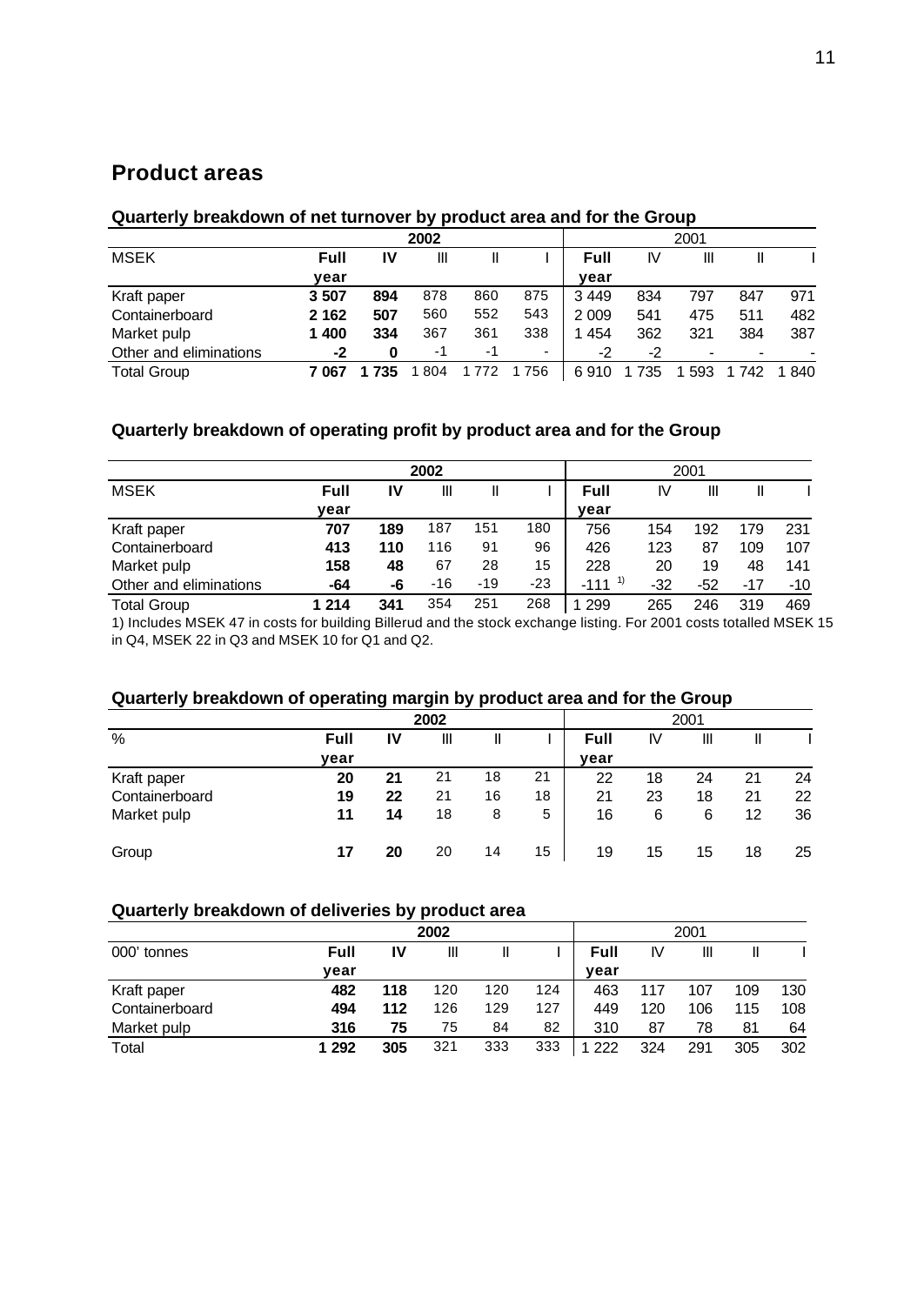## Product areas

### Quarterly breakdown of net turnover by product area and for the Group

| | 2002 | | | | | 2001 | | | | |
|---|---|---|---|---|---|---|---|---|---|---|
| MSEK | **Full year** | **IV** | III | II | I | **Full year** | IV | III | II | I |
| Kraft paper | **3 507** | **894** | 878 | 860 | 875 | 3 449 | 834 | 797 | 847 | 971 |
| Containerboard | **2 162** | **507** | 560 | 552 | 543 | 2 009 | 541 | 475 | 511 | 482 |
| Market pulp | **1 400** | **334** | 367 | 361 | 338 | 1 454 | 362 | 321 | 384 | 387 |
| Other and eliminations | **-2** | **0** | -1 | -1 | - | -2 | -2 | - | - | - |
| Total Group | **7 067** | **1 735** | 1 804 | 1 772 | 1 756 | 6 910 | 1 735 | 1 593 | 1 742 | 1 840 |

### Quarterly breakdown of operating profit by product area and for the Group

| | 2002 | | | | | 2001 | | | | |
|---|---|---|---|---|---|---|---|---|---|---|
| MSEK | **Full year** | **IV** | III | II | I | **Full year** | IV | III | II | I |
| Kraft paper | **707** | **189** | 187 | 151 | 180 | 756 | 154 | 192 | 179 | 231 |
| Containerboard | **413** | **110** | 116 | 91 | 96 | 426 | 123 | 87 | 109 | 107 |
| Market pulp | **158** | **48** | 67 | 28 | 15 | 228 | 20 | 19 | 48 | 141 |
| Other and eliminations | **-64** | **-6** | -16 | -19 | -23 | -111 [1)] | -32 | -52 | -17 | -10 |
| Total Group | **1 214** | **341** | 354 | 251 | 268 | 1 299 | 265 | 246 | 319 | 469 |

1) Includes MSEK 47 in costs for building Billerud and the stock exchange listing. For 2001 costs totalled MSEK 15 in Q4, MSEK 22 in Q3 and MSEK 10 for Q1 and Q2.

### Quarterly breakdown of operating margin by product area and for the Group

| | 2002 | | | | | 2001 | | | | |
|---|---|---|---|---|---|---|---|---|---|---|
| % | **Full year** | **IV** | III | II | I | **Full year** | IV | III | II | I |
| Kraft paper | **20** | **21** | 21 | 18 | 21 | 22 | 18 | 24 | 21 | 24 |
| Containerboard | **19** | **22** | 21 | 16 | 18 | 21 | 23 | 18 | 21 | 22 |
| Market pulp | **11** | **14** | 18 | 8 | 5 | 16 | 6 | 6 | 12 | 36 |
| Group | **17** | **20** | 20 | 14 | 15 | 19 | 15 | 15 | 18 | 25 |

### Quarterly breakdown of deliveries by product area

| | 2002 | | | | | 2001 | | | | |
|---|---|---|---|---|---|---|---|---|---|---|
| 000' tonnes | **Full year** | **IV** | III | II | I | **Full year** | IV | III | II | I |
| Kraft paper | **482** | **118** | 120 | 120 | 124 | 463 | 117 | 107 | 109 | 130 |
| Containerboard | **494** | **112** | 126 | 129 | 127 | 449 | 120 | 106 | 115 | 108 |
| Market pulp | **316** | **75** | 75 | 84 | 82 | 310 | 87 | 78 | 81 | 64 |
| Total | **1 292** | **305** | 321 | 333 | 333 | 1 222 | 324 | 291 | 305 | 302 |